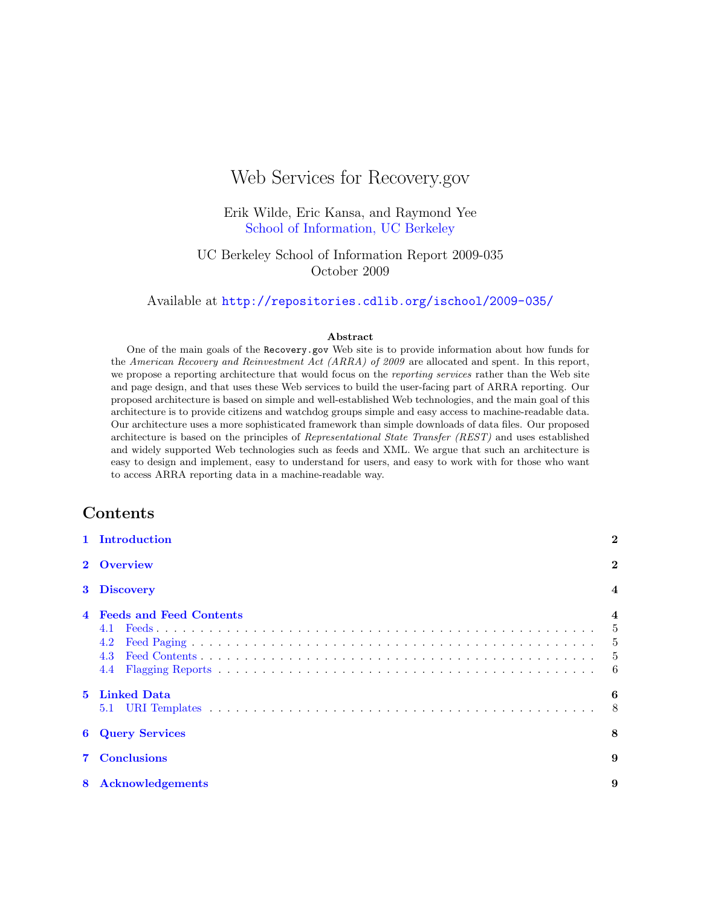# Web Services for Recovery.gov

Erik Wilde, Eric Kansa, and Raymond Yee
School of Information, UC Berkeley

UC Berkeley School of Information Report 2009-035
October 2009

Available at `http://repositories.cdlib.org/ischool/2009-035/`

**Abstract**

One of the main goals of the `Recovery.gov` Web site is to provide information about how funds for the *American Recovery and Reinvestment Act (ARRA) of 2009* are allocated and spent. In this report, we propose a reporting architecture that would focus on the *reporting services* rather than the Web site and page design, and that uses these Web services to build the user-facing part of ARRA reporting. Our proposed architecture is based on simple and well-established Web technologies, and the main goal of this architecture is to provide citizens and watchdog groups simple and easy access to machine-readable data. Our architecture uses a more sophisticated framework than simple downloads of data files. Our proposed architecture is based on the principles of *Representational State Transfer (REST)* and uses established and widely supported Web technologies such as feeds and XML. We argue that such an architecture is easy to design and implement, easy to understand for users, and easy to work with for those who want to access ARRA reporting data in a machine-readable way.

## Contents

- **1 Introduction** — 2
- **2 Overview** — 2
- **3 Discovery** — 4
- **4 Feeds and Feed Contents** — 4
  - 4.1 Feeds — 5
  - 4.2 Feed Paging — 5
  - 4.3 Feed Contents — 5
  - 4.4 Flagging Reports — 6
- **5 Linked Data** — 6
  - 5.1 URI Templates — 8
- **6 Query Services** — 8
- **7 Conclusions** — 9
- **8 Acknowledgements** — 9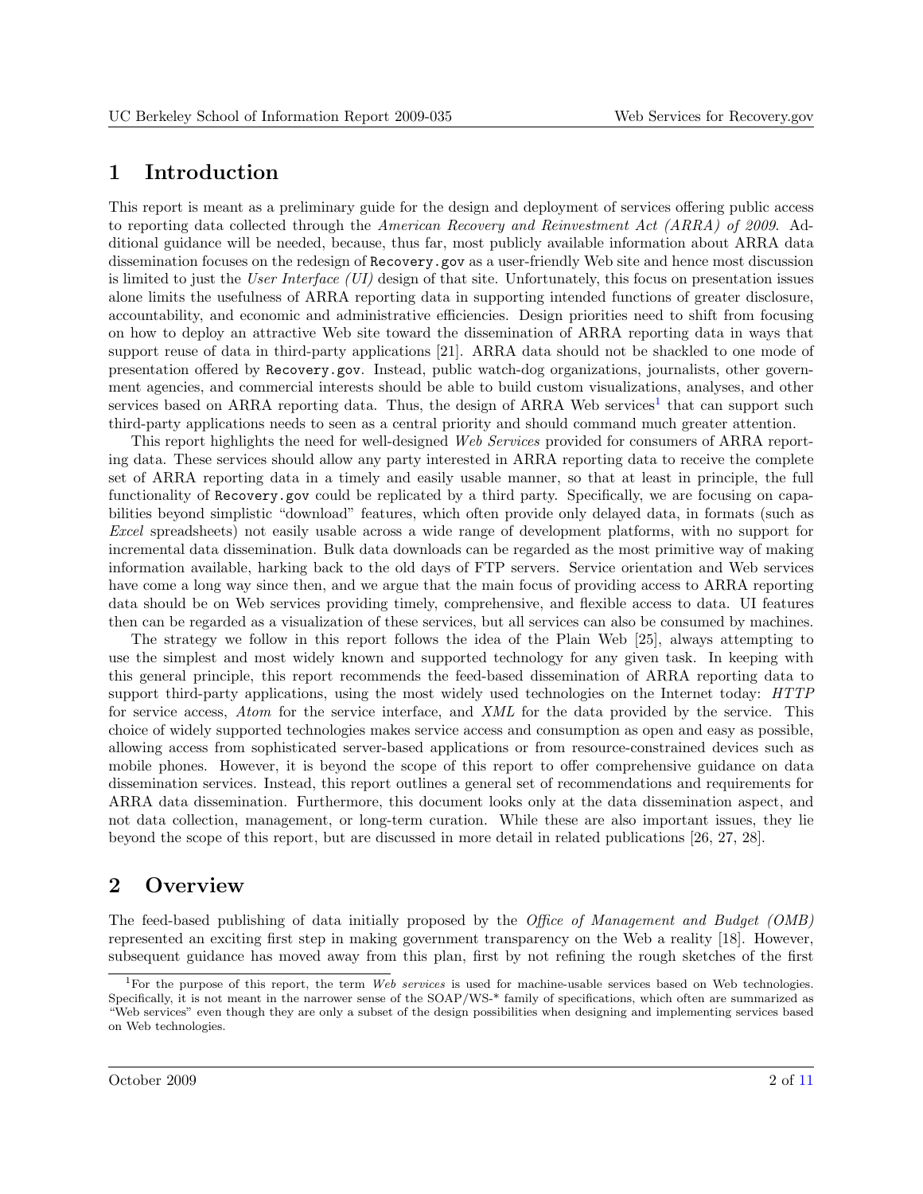# 1 Introduction

This report is meant as a preliminary guide for the design and deployment of services offering public access to reporting data collected through the *American Recovery and Reinvestment Act (ARRA) of 2009*. Additional guidance will be needed, because, thus far, most publicly available information about ARRA data dissemination focuses on the redesign of `Recovery.gov` as a user-friendly Web site and hence most discussion is limited to just the *User Interface (UI)* design of that site. Unfortunately, this focus on presentation issues alone limits the usefulness of ARRA reporting data in supporting intended functions of greater disclosure, accountability, and economic and administrative efficiencies. Design priorities need to shift from focusing on how to deploy an attractive Web site toward the dissemination of ARRA reporting data in ways that support reuse of data in third-party applications [21]. ARRA data should not be shackled to one mode of presentation offered by `Recovery.gov`. Instead, public watch-dog organizations, journalists, other government agencies, and commercial interests should be able to build custom visualizations, analyses, and other services based on ARRA reporting data. Thus, the design of ARRA Web services[1] that can support such third-party applications needs to seen as a central priority and should command much greater attention.

This report highlights the need for well-designed *Web Services* provided for consumers of ARRA reporting data. These services should allow any party interested in ARRA reporting data to receive the complete set of ARRA reporting data in a timely and easily usable manner, so that at least in principle, the full functionality of `Recovery.gov` could be replicated by a third party. Specifically, we are focusing on capabilities beyond simplistic "download" features, which often provide only delayed data, in formats (such as *Excel* spreadsheets) not easily usable across a wide range of development platforms, with no support for incremental data dissemination. Bulk data downloads can be regarded as the most primitive way of making information available, harking back to the old days of FTP servers. Service orientation and Web services have come a long way since then, and we argue that the main focus of providing access to ARRA reporting data should be on Web services providing timely, comprehensive, and flexible access to data. UI features then can be regarded as a visualization of these services, but all services can also be consumed by machines.

The strategy we follow in this report follows the idea of the Plain Web [25], always attempting to use the simplest and most widely known and supported technology for any given task. In keeping with this general principle, this report recommends the feed-based dissemination of ARRA reporting data to support third-party applications, using the most widely used technologies on the Internet today: *HTTP* for service access, *Atom* for the service interface, and *XML* for the data provided by the service. This choice of widely supported technologies makes service access and consumption as open and easy as possible, allowing access from sophisticated server-based applications or from resource-constrained devices such as mobile phones. However, it is beyond the scope of this report to offer comprehensive guidance on data dissemination services. Instead, this report outlines a general set of recommendations and requirements for ARRA data dissemination. Furthermore, this document looks only at the data dissemination aspect, and not data collection, management, or long-term curation. While these are also important issues, they lie beyond the scope of this report, but are discussed in more detail in related publications [26, 27, 28].

# 2 Overview

The feed-based publishing of data initially proposed by the *Office of Management and Budget (OMB)* represented an exciting first step in making government transparency on the Web a reality [18]. However, subsequent guidance has moved away from this plan, first by not refining the rough sketches of the first

---

[1] For the purpose of this report, the term *Web services* is used for machine-usable services based on Web technologies. Specifically, it is not meant in the narrower sense of the SOAP/WS-* family of specifications, which often are summarized as "Web services" even though they are only a subset of the design possibilities when designing and implementing services based on Web technologies.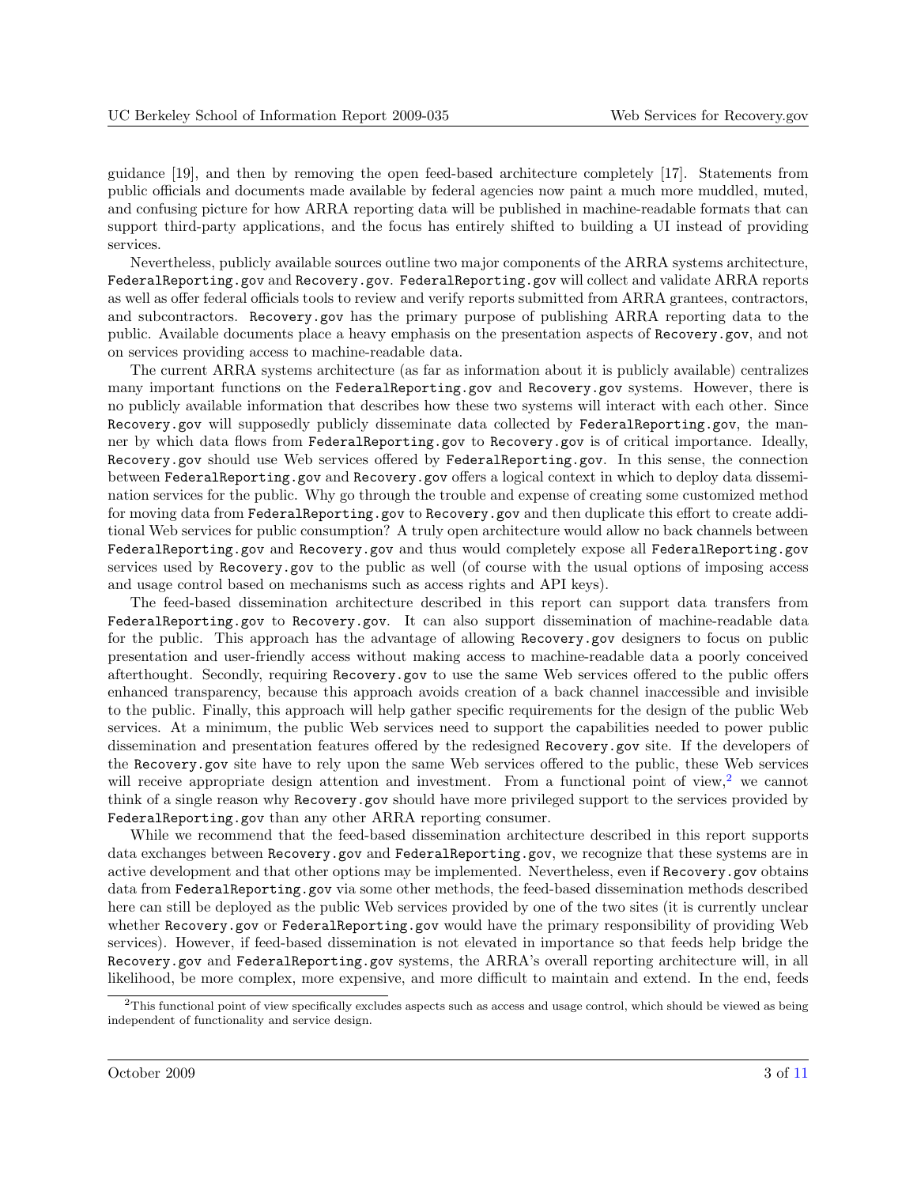guidance [19], and then by removing the open feed-based architecture completely [17]. Statements from public officials and documents made available by federal agencies now paint a much more muddled, muted, and confusing picture for how ARRA reporting data will be published in machine-readable formats that can support third-party applications, and the focus has entirely shifted to building a UI instead of providing services.

Nevertheless, publicly available sources outline two major components of the ARRA systems architecture, `FederalReporting.gov` and `Recovery.gov`. `FederalReporting.gov` will collect and validate ARRA reports as well as offer federal officials tools to review and verify reports submitted from ARRA grantees, contractors, and subcontractors. `Recovery.gov` has the primary purpose of publishing ARRA reporting data to the public. Available documents place a heavy emphasis on the presentation aspects of `Recovery.gov`, and not on services providing access to machine-readable data.

The current ARRA systems architecture (as far as information about it is publicly available) centralizes many important functions on the `FederalReporting.gov` and `Recovery.gov` systems. However, there is no publicly available information that describes how these two systems will interact with each other. Since `Recovery.gov` will supposedly publicly disseminate data collected by `FederalReporting.gov`, the manner by which data flows from `FederalReporting.gov` to `Recovery.gov` is of critical importance. Ideally, `Recovery.gov` should use Web services offered by `FederalReporting.gov`. In this sense, the connection between `FederalReporting.gov` and `Recovery.gov` offers a logical context in which to deploy data dissemination services for the public. Why go through the trouble and expense of creating some customized method for moving data from `FederalReporting.gov` to `Recovery.gov` and then duplicate this effort to create additional Web services for public consumption? A truly open architecture would allow no back channels between `FederalReporting.gov` and `Recovery.gov` and thus would completely expose all `FederalReporting.gov` services used by `Recovery.gov` to the public as well (of course with the usual options of imposing access and usage control based on mechanisms such as access rights and API keys).

The feed-based dissemination architecture described in this report can support data transfers from `FederalReporting.gov` to `Recovery.gov`. It can also support dissemination of machine-readable data for the public. This approach has the advantage of allowing `Recovery.gov` designers to focus on public presentation and user-friendly access without making access to machine-readable data a poorly conceived afterthought. Secondly, requiring `Recovery.gov` to use the same Web services offered to the public offers enhanced transparency, because this approach avoids creation of a back channel inaccessible and invisible to the public. Finally, this approach will help gather specific requirements for the design of the public Web services. At a minimum, the public Web services need to support the capabilities needed to power public dissemination and presentation features offered by the redesigned `Recovery.gov` site. If the developers of the `Recovery.gov` site have to rely upon the same Web services offered to the public, these Web services will receive appropriate design attention and investment. From a functional point of view,[2] we cannot think of a single reason why `Recovery.gov` should have more privileged support to the services provided by `FederalReporting.gov` than any other ARRA reporting consumer.

While we recommend that the feed-based dissemination architecture described in this report supports data exchanges between `Recovery.gov` and `FederalReporting.gov`, we recognize that these systems are in active development and that other options may be implemented. Nevertheless, even if `Recovery.gov` obtains data from `FederalReporting.gov` via some other methods, the feed-based dissemination methods described here can still be deployed as the public Web services provided by one of the two sites (it is currently unclear whether `Recovery.gov` or `FederalReporting.gov` would have the primary responsibility of providing Web services). However, if feed-based dissemination is not elevated in importance so that feeds help bridge the `Recovery.gov` and `FederalReporting.gov` systems, the ARRA's overall reporting architecture will, in all likelihood, be more complex, more expensive, and more difficult to maintain and extend. In the end, feeds

[2] This functional point of view specifically excludes aspects such as access and usage control, which should be viewed as being independent of functionality and service design.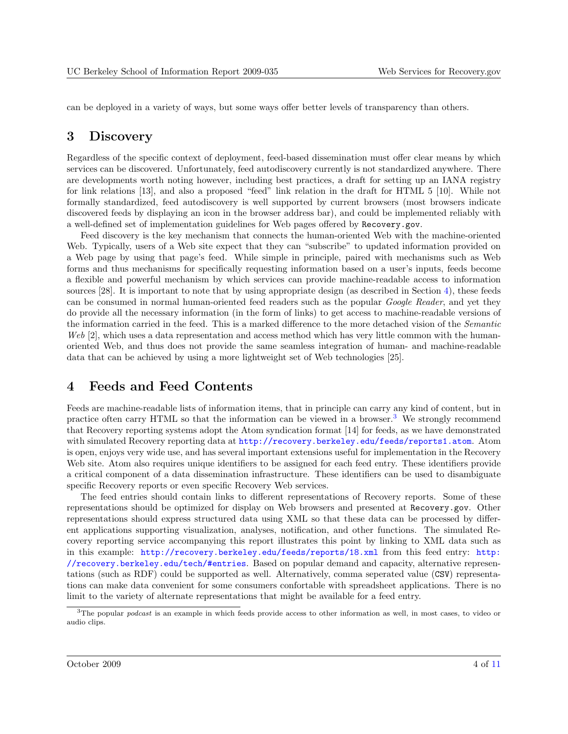can be deployed in a variety of ways, but some ways offer better levels of transparency than others.

## 3 Discovery

Regardless of the specific context of deployment, feed-based dissemination must offer clear means by which services can be discovered. Unfortunately, feed autodiscovery currently is not standardized anywhere. There are developments worth noting however, including best practices, a draft for setting up an IANA registry for link relations [13], and also a proposed "feed" link relation in the draft for HTML 5 [10]. While not formally standardized, feed autodiscovery is well supported by current browsers (most browsers indicate discovered feeds by displaying an icon in the browser address bar), and could be implemented reliably with a well-defined set of implementation guidelines for Web pages offered by `Recovery.gov`.

Feed discovery is the key mechanism that connects the human-oriented Web with the machine-oriented Web. Typically, users of a Web site expect that they can "subscribe" to updated information provided on a Web page by using that page's feed. While simple in principle, paired with mechanisms such as Web forms and thus mechanisms for specifically requesting information based on a user's inputs, feeds become a flexible and powerful mechanism by which services can provide machine-readable access to information sources [28]. It is important to note that by using appropriate design (as described in Section 4), these feeds can be consumed in normal human-oriented feed readers such as the popular *Google Reader*, and yet they do provide all the necessary information (in the form of links) to get access to machine-readable versions of the information carried in the feed. This is a marked difference to the more detached vision of the *Semantic Web* [2], which uses a data representation and access method which has very little common with the human-oriented Web, and thus does not provide the same seamless integration of human- and machine-readable data that can be achieved by using a more lightweight set of Web technologies [25].

## 4 Feeds and Feed Contents

Feeds are machine-readable lists of information items, that in principle can carry any kind of content, but in practice often carry HTML so that the information can be viewed in a browser.[3] We strongly recommend that Recovery reporting systems adopt the Atom syndication format [14] for feeds, as we have demonstrated with simulated Recovery reporting data at http://recovery.berkeley.edu/feeds/reports1.atom. Atom is open, enjoys very wide use, and has several important extensions useful for implementation in the Recovery Web site. Atom also requires unique identifiers to be assigned for each feed entry. These identifiers provide a critical component of a data dissemination infrastructure. These identifiers can be used to disambiguate specific Recovery reports or even specific Recovery Web services.

The feed entries should contain links to different representations of Recovery reports. Some of these representations should be optimized for display on Web browsers and presented at `Recovery.gov`. Other representations should express structured data using XML so that these data can be processed by different applications supporting visualization, analyses, notification, and other functions. The simulated Recovery reporting service accompanying this report illustrates this point by linking to XML data such as in this example: http://recovery.berkeley.edu/feeds/reports/18.xml from this feed entry: http://recovery.berkeley.edu/tech/#entries. Based on popular demand and capacity, alternative representations (such as RDF) could be supported as well. Alternatively, comma seperated value (`CSV`) representations can make data convenient for some consumers confortable with spreadsheet applications. There is no limit to the variety of alternate representations that might be available for a feed entry.

[3] The popular *podcast* is an example in which feeds provide access to other information as well, in most cases, to video or audio clips.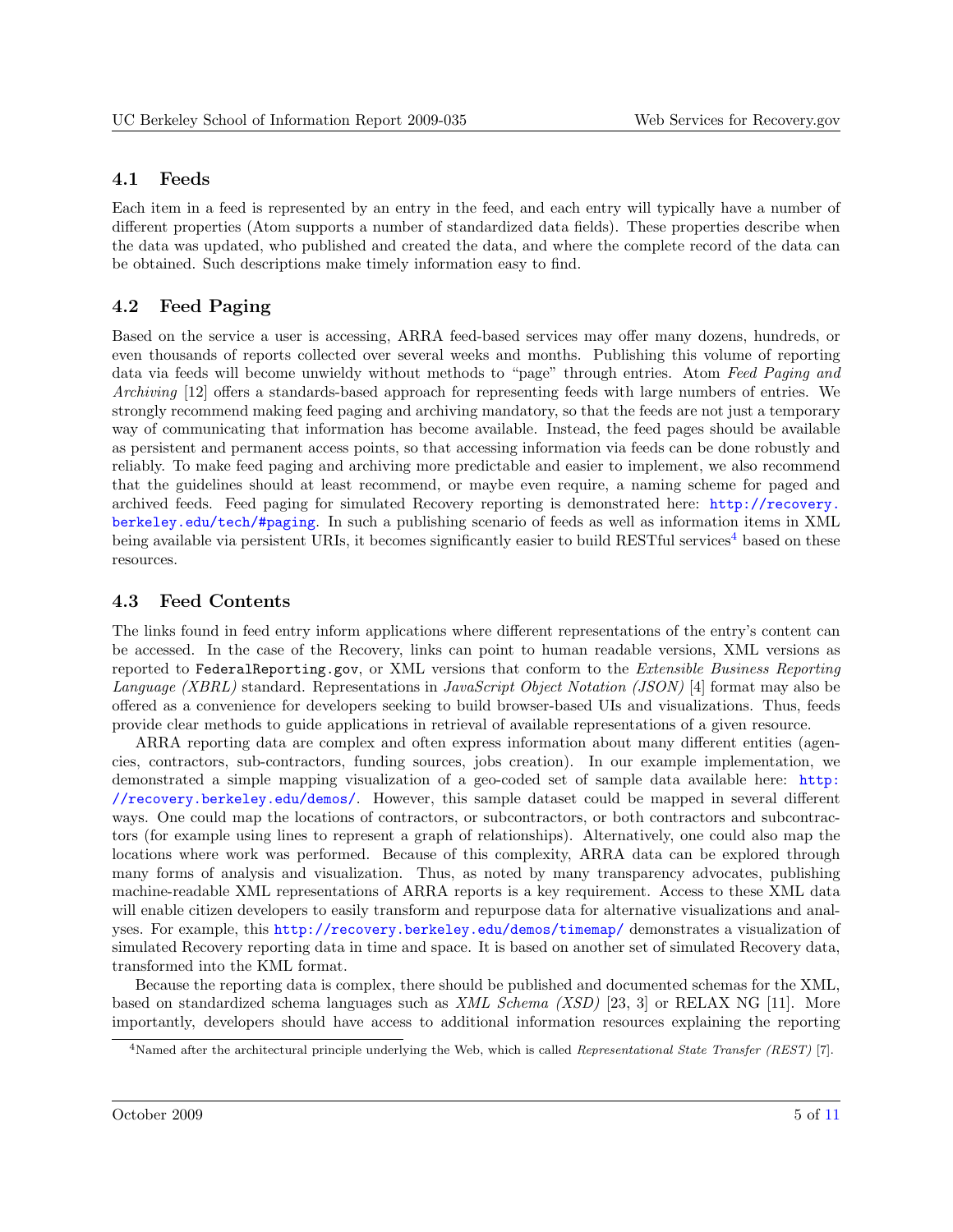### 4.1 Feeds

Each item in a feed is represented by an entry in the feed, and each entry will typically have a number of different properties (Atom supports a number of standardized data fields). These properties describe when the data was updated, who published and created the data, and where the complete record of the data can be obtained. Such descriptions make timely information easy to find.

### 4.2 Feed Paging

Based on the service a user is accessing, ARRA feed-based services may offer many dozens, hundreds, or even thousands of reports collected over several weeks and months. Publishing this volume of reporting data via feeds will become unwieldy without methods to "page" through entries. Atom *Feed Paging and Archiving* [12] offers a standards-based approach for representing feeds with large numbers of entries. We strongly recommend making feed paging and archiving mandatory, so that the feeds are not just a temporary way of communicating that information has become available. Instead, the feed pages should be available as persistent and permanent access points, so that accessing information via feeds can be done robustly and reliably. To make feed paging and archiving more predictable and easier to implement, we also recommend that the guidelines should at least recommend, or maybe even require, a naming scheme for paged and archived feeds. Feed paging for simulated Recovery reporting is demonstrated here: http://recovery.berkeley.edu/tech/#paging. In such a publishing scenario of feeds as well as information items in XML being available via persistent URIs, it becomes significantly easier to build RESTful services[4] based on these resources.

### 4.3 Feed Contents

The links found in feed entry inform applications where different representations of the entry's content can be accessed. In the case of the Recovery, links can point to human readable versions, XML versions as reported to `FederalReporting.gov`, or XML versions that conform to the *Extensible Business Reporting Language (XBRL)* standard. Representations in *JavaScript Object Notation (JSON)* [4] format may also be offered as a convenience for developers seeking to build browser-based UIs and visualizations. Thus, feeds provide clear methods to guide applications in retrieval of available representations of a given resource.

ARRA reporting data are complex and often express information about many different entities (agencies, contractors, sub-contractors, funding sources, jobs creation). In our example implementation, we demonstrated a simple mapping visualization of a geo-coded set of sample data available here: http://recovery.berkeley.edu/demos/. However, this sample dataset could be mapped in several different ways. One could map the locations of contractors, or subcontractors, or both contractors and subcontractors (for example using lines to represent a graph of relationships). Alternatively, one could also map the locations where work was performed. Because of this complexity, ARRA data can be explored through many forms of analysis and visualization. Thus, as noted by many transparency advocates, publishing machine-readable XML representations of ARRA reports is a key requirement. Access to these XML data will enable citizen developers to easily transform and repurpose data for alternative visualizations and analyses. For example, this http://recovery.berkeley.edu/demos/timemap/ demonstrates a visualization of simulated Recovery reporting data in time and space. It is based on another set of simulated Recovery data, transformed into the KML format.

Because the reporting data is complex, there should be published and documented schemas for the XML, based on standardized schema languages such as *XML Schema (XSD)* [23, 3] or RELAX NG [11]. More importantly, developers should have access to additional information resources explaining the reporting

[4] Named after the architectural principle underlying the Web, which is called *Representational State Transfer (REST)* [7].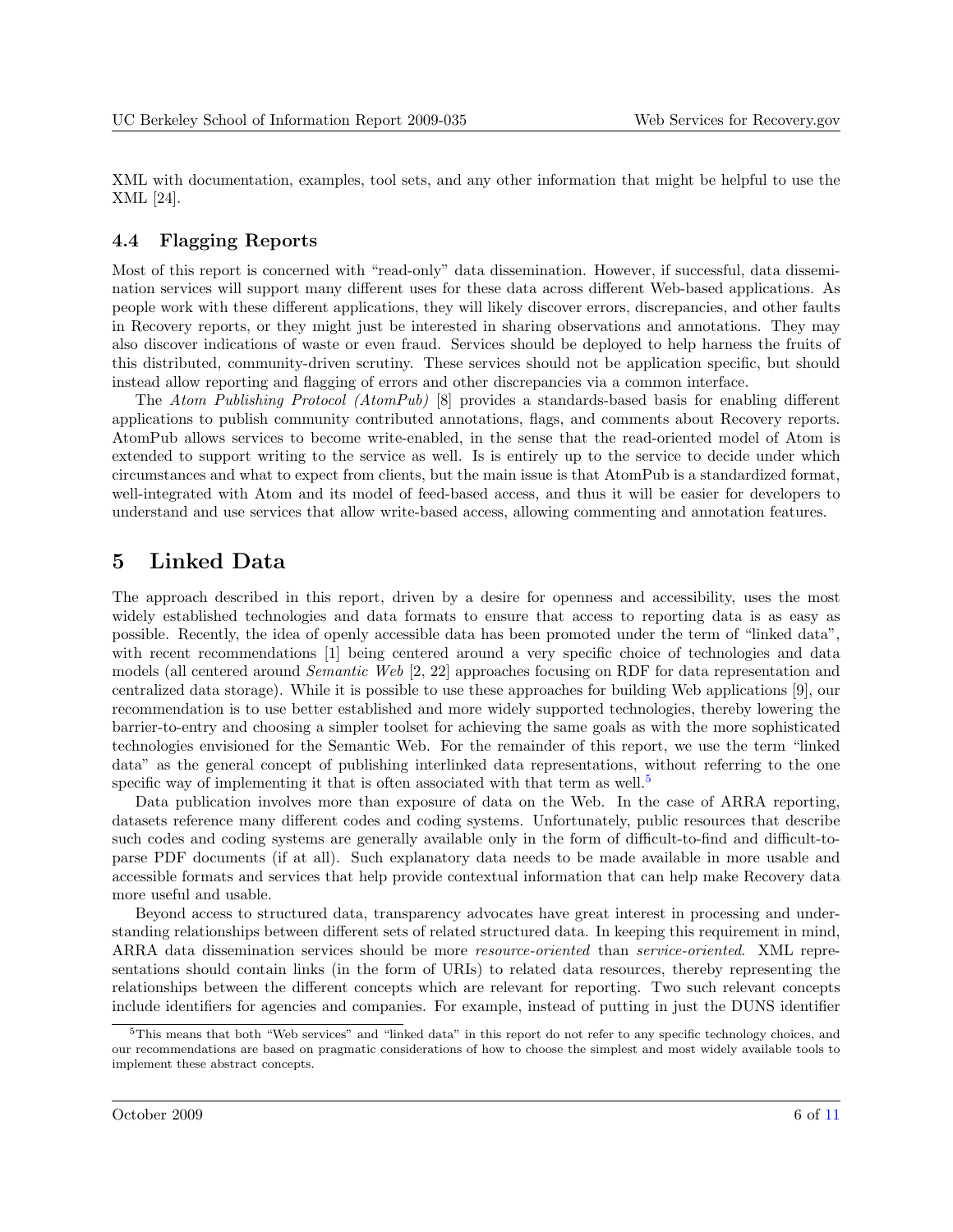XML with documentation, examples, tool sets, and any other information that might be helpful to use the XML [24].

### 4.4 Flagging Reports

Most of this report is concerned with "read-only" data dissemination. However, if successful, data dissemination services will support many different uses for these data across different Web-based applications. As people work with these different applications, they will likely discover errors, discrepancies, and other faults in Recovery reports, or they might just be interested in sharing observations and annotations. They may also discover indications of waste or even fraud. Services should be deployed to help harness the fruits of this distributed, community-driven scrutiny. These services should not be application specific, but should instead allow reporting and flagging of errors and other discrepancies via a common interface.

The *Atom Publishing Protocol (AtomPub)* [8] provides a standards-based basis for enabling different applications to publish community contributed annotations, flags, and comments about Recovery reports. AtomPub allows services to become write-enabled, in the sense that the read-oriented model of Atom is extended to support writing to the service as well. Is is entirely up to the service to decide under which circumstances and what to expect from clients, but the main issue is that AtomPub is a standardized format, well-integrated with Atom and its model of feed-based access, and thus it will be easier for developers to understand and use services that allow write-based access, allowing commenting and annotation features.

## 5 Linked Data

The approach described in this report, driven by a desire for openness and accessibility, uses the most widely established technologies and data formats to ensure that access to reporting data is as easy as possible. Recently, the idea of openly accessible data has been promoted under the term of "linked data", with recent recommendations [1] being centered around a very specific choice of technologies and data models (all centered around *Semantic Web* [2, 22] approaches focusing on RDF for data representation and centralized data storage). While it is possible to use these approaches for building Web applications [9], our recommendation is to use better established and more widely supported technologies, thereby lowering the barrier-to-entry and choosing a simpler toolset for achieving the same goals as with the more sophisticated technologies envisioned for the Semantic Web. For the remainder of this report, we use the term "linked data" as the general concept of publishing interlinked data representations, without referring to the one specific way of implementing it that is often associated with that term as well.[5]

Data publication involves more than exposure of data on the Web. In the case of ARRA reporting, datasets reference many different codes and coding systems. Unfortunately, public resources that describe such codes and coding systems are generally available only in the form of difficult-to-find and difficult-to-parse PDF documents (if at all). Such explanatory data needs to be made available in more usable and accessible formats and services that help provide contextual information that can help make Recovery data more useful and usable.

Beyond access to structured data, transparency advocates have great interest in processing and understanding relationships between different sets of related structured data. In keeping this requirement in mind, ARRA data dissemination services should be more *resource-oriented* than *service-oriented*. XML representations should contain links (in the form of URIs) to related data resources, thereby representing the relationships between the different concepts which are relevant for reporting. Two such relevant concepts include identifiers for agencies and companies. For example, instead of putting in just the DUNS identifier

[5] This means that both "Web services" and "linked data" in this report do not refer to any specific technology choices, and our recommendations are based on pragmatic considerations of how to choose the simplest and most widely available tools to implement these abstract concepts.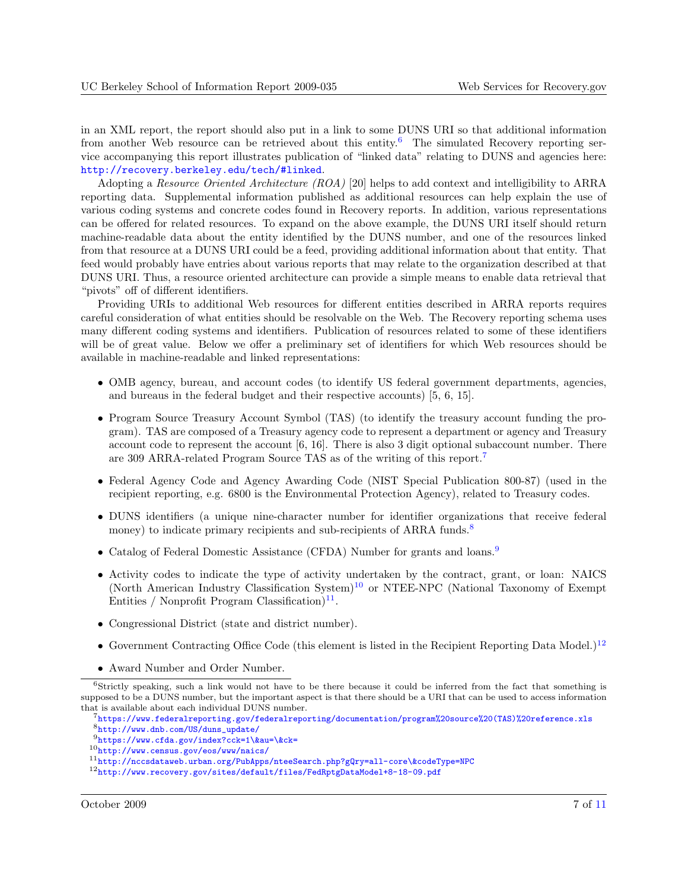in an XML report, the report should also put in a link to some DUNS URI so that additional information from another Web resource can be retrieved about this entity.[6] The simulated Recovery reporting service accompanying this report illustrates publication of "linked data" relating to DUNS and agencies here: http://recovery.berkeley.edu/tech/#linked.

Adopting a *Resource Oriented Architecture (ROA)* [20] helps to add context and intelligibility to ARRA reporting data. Supplemental information published as additional resources can help explain the use of various coding systems and concrete codes found in Recovery reports. In addition, various representations can be offered for related resources. To expand on the above example, the DUNS URI itself should return machine-readable data about the entity identified by the DUNS number, and one of the resources linked from that resource at a DUNS URI could be a feed, providing additional information about that entity. That feed would probably have entries about various reports that may relate to the organization described at that DUNS URI. Thus, a resource oriented architecture can provide a simple means to enable data retrieval that "pivots" off of different identifiers.

Providing URIs to additional Web resources for different entities described in ARRA reports requires careful consideration of what entities should be resolvable on the Web. The Recovery reporting schema uses many different coding systems and identifiers. Publication of resources related to some of these identifiers will be of great value. Below we offer a preliminary set of identifiers for which Web resources should be available in machine-readable and linked representations:

- OMB agency, bureau, and account codes (to identify US federal government departments, agencies, and bureaus in the federal budget and their respective accounts) [5, 6, 15].
- Program Source Treasury Account Symbol (TAS) (to identify the treasury account funding the program). TAS are composed of a Treasury agency code to represent a department or agency and Treasury account code to represent the account [6, 16]. There is also 3 digit optional subaccount number. There are 309 ARRA-related Program Source TAS as of the writing of this report.[7]
- Federal Agency Code and Agency Awarding Code (NIST Special Publication 800-87) (used in the recipient reporting, e.g. 6800 is the Environmental Protection Agency), related to Treasury codes.
- DUNS identifiers (a unique nine-character number for identifier organizations that receive federal money) to indicate primary recipients and sub-recipients of ARRA funds.[8]
- Catalog of Federal Domestic Assistance (CFDA) Number for grants and loans.[9]
- Activity codes to indicate the type of activity undertaken by the contract, grant, or loan: NAICS (North American Industry Classification System)[10] or NTEE-NPC (National Taxonomy of Exempt Entities / Nonprofit Program Classification)[11].
- Congressional District (state and district number).
- Government Contracting Office Code (this element is listed in the Recipient Reporting Data Model.)[12]
- Award Number and Order Number.

---

[6] Strictly speaking, such a link would not have to be there because it could be inferred from the fact that something is supposed to be a DUNS number, but the important aspect is that there should be a URI that can be used to access information that is available about each individual DUNS number.

[7] https://www.federalreporting.gov/federalreporting/documentation/program%20source%20(TAS)%20reference.xls

[8] http://www.dnb.com/US/duns_update/

[9] https://www.cfda.gov/index?cck=1\&au=\&ck=

[10] http://www.census.gov/eos/www/naics/

[11] http://nccsdataweb.urban.org/PubApps/nteeSearch.php?gQry=all-core\&codeType=NPC

[12] http://www.recovery.gov/sites/default/files/FedRptgDataModel+8-18-09.pdf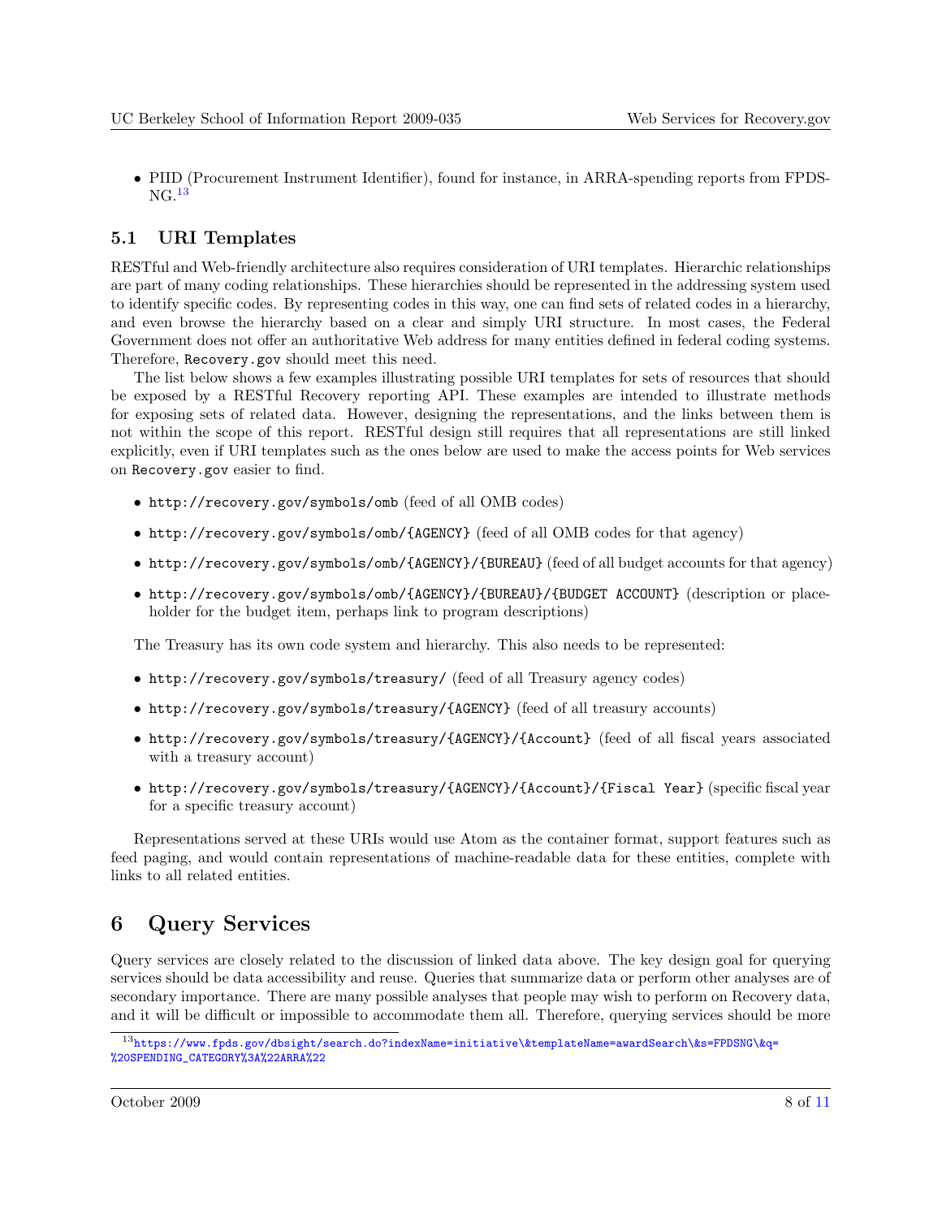- PIID (Procurement Instrument Identifier), found for instance, in ARRA-spending reports from FPDS-NG.[13]

### 5.1 URI Templates

RESTful and Web-friendly architecture also requires consideration of URI templates. Hierarchic relationships are part of many coding relationships. These hierarchies should be represented in the addressing system used to identify specific codes. By representing codes in this way, one can find sets of related codes in a hierarchy, and even browse the hierarchy based on a clear and simply URI structure. In most cases, the Federal Government does not offer an authoritative Web address for many entities defined in federal coding systems. Therefore, `Recovery.gov` should meet this need.

The list below shows a few examples illustrating possible URI templates for sets of resources that should be exposed by a RESTful Recovery reporting API. These examples are intended to illustrate methods for exposing sets of related data. However, designing the representations, and the links between them is not within the scope of this report. RESTful design still requires that all representations are still linked explicitly, even if URI templates such as the ones below are used to make the access points for Web services on `Recovery.gov` easier to find.

- `http://recovery.gov/symbols/omb` (feed of all OMB codes)
- `http://recovery.gov/symbols/omb/{AGENCY}` (feed of all OMB codes for that agency)
- `http://recovery.gov/symbols/omb/{AGENCY}/{BUREAU}` (feed of all budget accounts for that agency)
- `http://recovery.gov/symbols/omb/{AGENCY}/{BUREAU}/{BUDGET ACCOUNT}` (description or placeholder for the budget item, perhaps link to program descriptions)

The Treasury has its own code system and hierarchy. This also needs to be represented:

- `http://recovery.gov/symbols/treasury/` (feed of all Treasury agency codes)
- `http://recovery.gov/symbols/treasury/{AGENCY}` (feed of all treasury accounts)
- `http://recovery.gov/symbols/treasury/{AGENCY}/{Account}` (feed of all fiscal years associated with a treasury account)
- `http://recovery.gov/symbols/treasury/{AGENCY}/{Account}/{Fiscal Year}` (specific fiscal year for a specific treasury account)

Representations served at these URIs would use Atom as the container format, support features such as feed paging, and would contain representations of machine-readable data for these entities, complete with links to all related entities.

## 6 Query Services

Query services are closely related to the discussion of linked data above. The key design goal for querying services should be data accessibility and reuse. Queries that summarize data or perform other analyses are of secondary importance. There are many possible analyses that people may wish to perform on Recovery data, and it will be difficult or impossible to accommodate them all. Therefore, querying services should be more

[13] https://www.fpds.gov/dbsight/search.do?indexName=initiative\&templateName=awardSearch\&s=FPDSNG\&q=%20SPENDING_CATEGORY%3A%22ARRA%22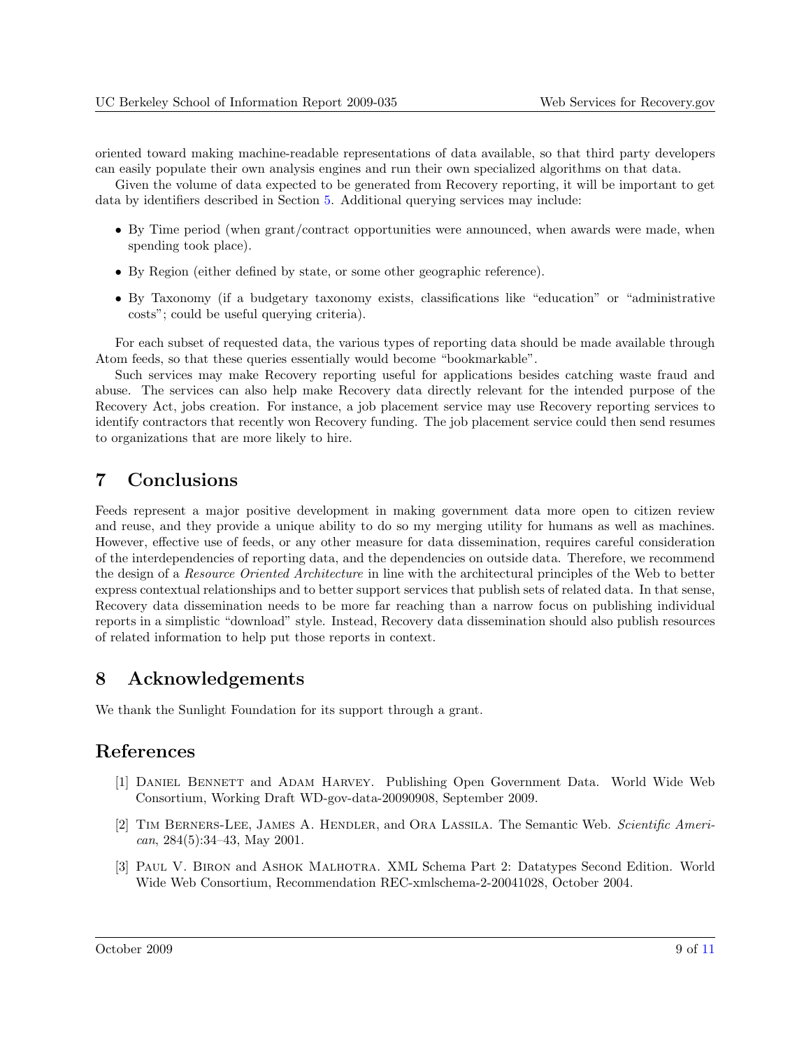oriented toward making machine-readable representations of data available, so that third party developers can easily populate their own analysis engines and run their own specialized algorithms on that data.

Given the volume of data expected to be generated from Recovery reporting, it will be important to get data by identifiers described in Section 5. Additional querying services may include:

- By Time period (when grant/contract opportunities were announced, when awards were made, when spending took place).
- By Region (either defined by state, or some other geographic reference).
- By Taxonomy (if a budgetary taxonomy exists, classifications like "education" or "administrative costs"; could be useful querying criteria).

For each subset of requested data, the various types of reporting data should be made available through Atom feeds, so that these queries essentially would become "bookmarkable".

Such services may make Recovery reporting useful for applications besides catching waste fraud and abuse. The services can also help make Recovery data directly relevant for the intended purpose of the Recovery Act, jobs creation. For instance, a job placement service may use Recovery reporting services to identify contractors that recently won Recovery funding. The job placement service could then send resumes to organizations that are more likely to hire.

## 7 Conclusions

Feeds represent a major positive development in making government data more open to citizen review and reuse, and they provide a unique ability to do so my merging utility for humans as well as machines. However, effective use of feeds, or any other measure for data dissemination, requires careful consideration of the interdependencies of reporting data, and the dependencies on outside data. Therefore, we recommend the design of a *Resource Oriented Architecture* in line with the architectural principles of the Web to better express contextual relationships and to better support services that publish sets of related data. In that sense, Recovery data dissemination needs to be more far reaching than a narrow focus on publishing individual reports in a simplistic "download" style. Instead, Recovery data dissemination should also publish resources of related information to help put those reports in context.

## 8 Acknowledgements

We thank the Sunlight Foundation for its support through a grant.

## References

[1] Daniel Bennett and Adam Harvey. Publishing Open Government Data. World Wide Web Consortium, Working Draft WD-gov-data-20090908, September 2009.

[2] Tim Berners-Lee, James A. Hendler, and Ora Lassila. The Semantic Web. *Scientific American*, 284(5):34–43, May 2001.

[3] Paul V. Biron and Ashok Malhotra. XML Schema Part 2: Datatypes Second Edition. World Wide Web Consortium, Recommendation REC-xmlschema-2-20041028, October 2004.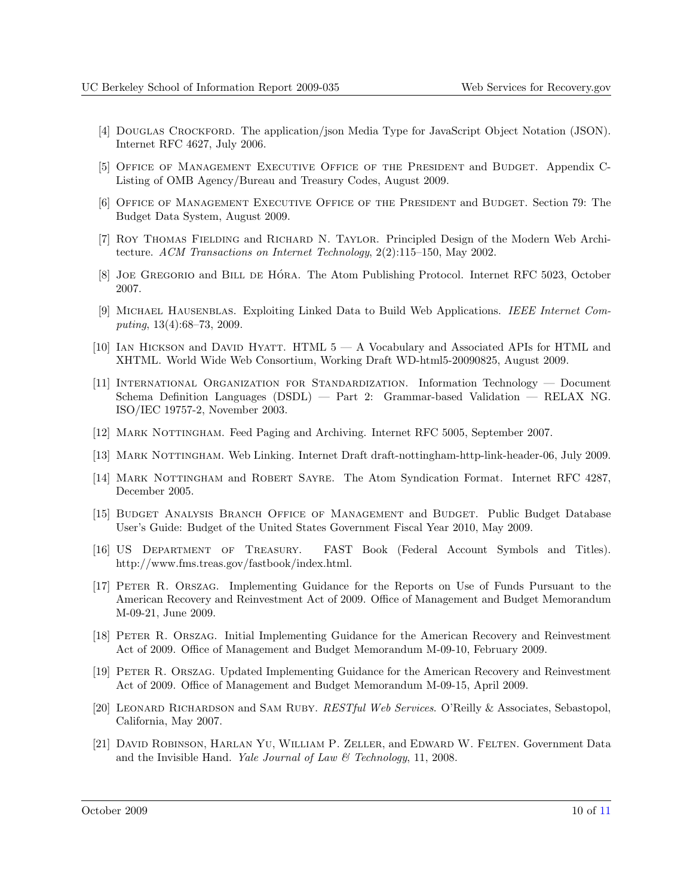[4] Douglas Crockford. The application/json Media Type for JavaScript Object Notation (JSON). Internet RFC 4627, July 2006.

[5] Office of Management Executive Office of the President and Budget. Appendix C- Listing of OMB Agency/Bureau and Treasury Codes, August 2009.

[6] Office of Management Executive Office of the President and Budget. Section 79: The Budget Data System, August 2009.

[7] Roy Thomas Fielding and Richard N. Taylor. Principled Design of the Modern Web Architecture. *ACM Transactions on Internet Technology*, 2(2):115–150, May 2002.

[8] Joe Gregorio and Bill de Hóra. The Atom Publishing Protocol. Internet RFC 5023, October 2007.

[9] Michael Hausenblas. Exploiting Linked Data to Build Web Applications. *IEEE Internet Computing*, 13(4):68–73, 2009.

[10] Ian Hickson and David Hyatt. HTML 5 — A Vocabulary and Associated APIs for HTML and XHTML. World Wide Web Consortium, Working Draft WD-html5-20090825, August 2009.

[11] International Organization for Standardization. Information Technology — Document Schema Definition Languages (DSDL) — Part 2: Grammar-based Validation — RELAX NG. ISO/IEC 19757-2, November 2003.

[12] Mark Nottingham. Feed Paging and Archiving. Internet RFC 5005, September 2007.

[13] Mark Nottingham. Web Linking. Internet Draft draft-nottingham-http-link-header-06, July 2009.

[14] Mark Nottingham and Robert Sayre. The Atom Syndication Format. Internet RFC 4287, December 2005.

[15] Budget Analysis Branch Office of Management and Budget. Public Budget Database User's Guide: Budget of the United States Government Fiscal Year 2010, May 2009.

[16] US Department of Treasury. FAST Book (Federal Account Symbols and Titles). http://www.fms.treas.gov/fastbook/index.html.

[17] Peter R. Orszag. Implementing Guidance for the Reports on Use of Funds Pursuant to the American Recovery and Reinvestment Act of 2009. Office of Management and Budget Memorandum M-09-21, June 2009.

[18] Peter R. Orszag. Initial Implementing Guidance for the American Recovery and Reinvestment Act of 2009. Office of Management and Budget Memorandum M-09-10, February 2009.

[19] Peter R. Orszag. Updated Implementing Guidance for the American Recovery and Reinvestment Act of 2009. Office of Management and Budget Memorandum M-09-15, April 2009.

[20] Leonard Richardson and Sam Ruby. *RESTful Web Services*. O'Reilly & Associates, Sebastopol, California, May 2007.

[21] David Robinson, Harlan Yu, William P. Zeller, and Edward W. Felten. Government Data and the Invisible Hand. *Yale Journal of Law & Technology*, 11, 2008.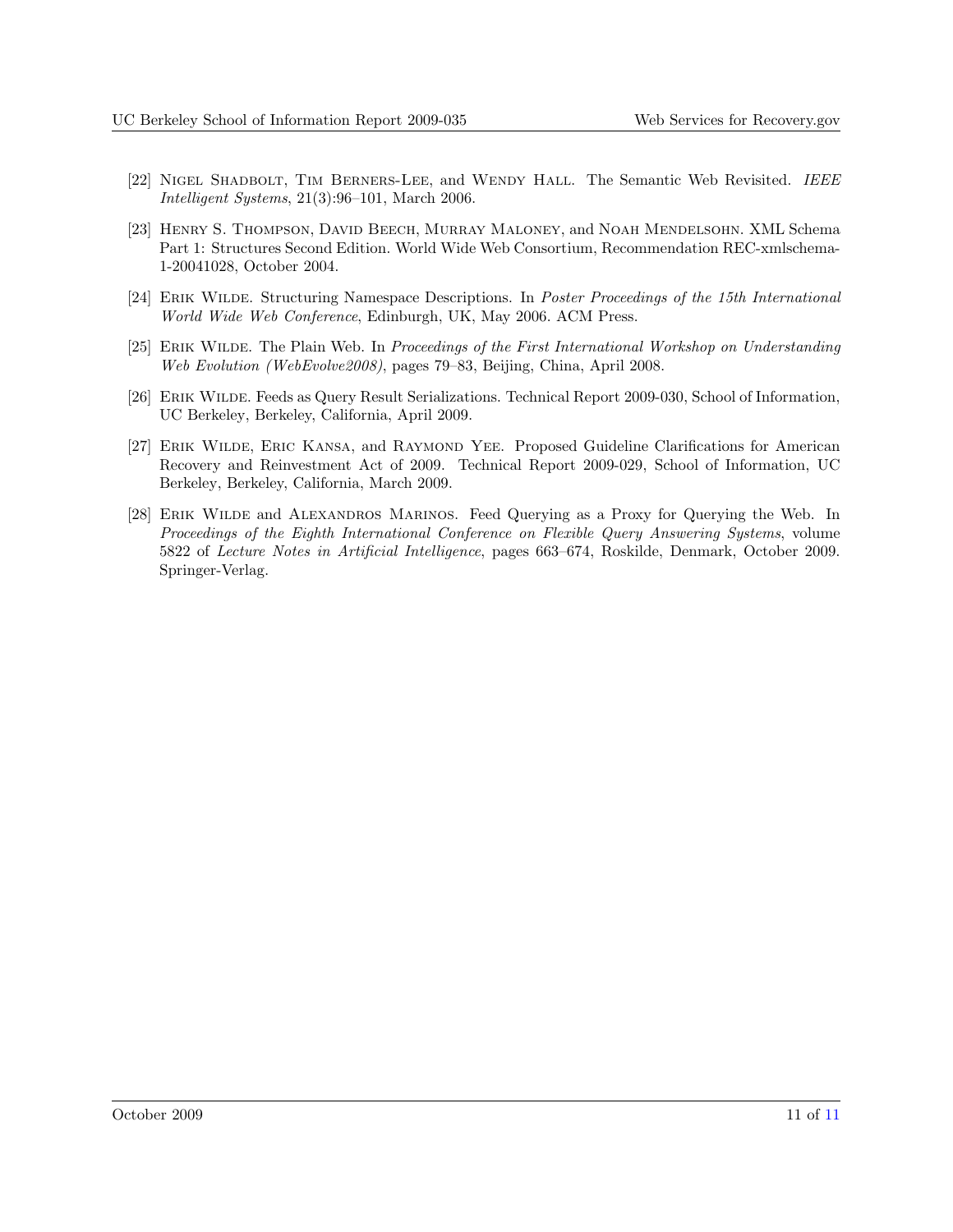[22] Nigel Shadbolt, Tim Berners-Lee, and Wendy Hall. The Semantic Web Revisited. *IEEE Intelligent Systems*, 21(3):96–101, March 2006.

[23] Henry S. Thompson, David Beech, Murray Maloney, and Noah Mendelsohn. XML Schema Part 1: Structures Second Edition. World Wide Web Consortium, Recommendation REC-xmlschema-1-20041028, October 2004.

[24] Erik Wilde. Structuring Namespace Descriptions. In *Poster Proceedings of the 15th International World Wide Web Conference*, Edinburgh, UK, May 2006. ACM Press.

[25] Erik Wilde. The Plain Web. In *Proceedings of the First International Workshop on Understanding Web Evolution (WebEvolve2008)*, pages 79–83, Beijing, China, April 2008.

[26] Erik Wilde. Feeds as Query Result Serializations. Technical Report 2009-030, School of Information, UC Berkeley, Berkeley, California, April 2009.

[27] Erik Wilde, Eric Kansa, and Raymond Yee. Proposed Guideline Clarifications for American Recovery and Reinvestment Act of 2009. Technical Report 2009-029, School of Information, UC Berkeley, Berkeley, California, March 2009.

[28] Erik Wilde and Alexandros Marinos. Feed Querying as a Proxy for Querying the Web. In *Proceedings of the Eighth International Conference on Flexible Query Answering Systems*, volume 5822 of *Lecture Notes in Artificial Intelligence*, pages 663–674, Roskilde, Denmark, October 2009. Springer-Verlag.